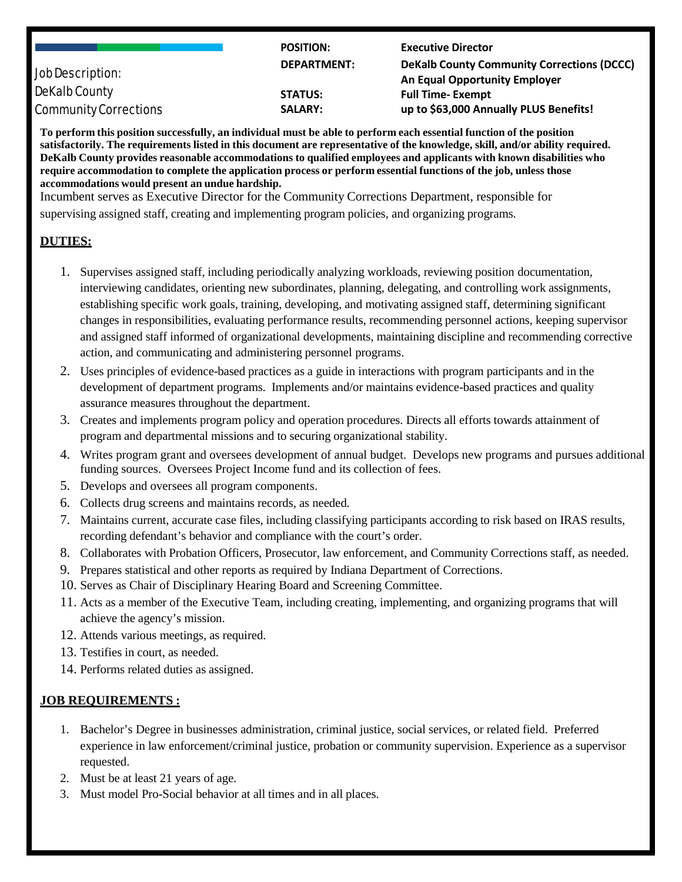Job Description:
DeKalb County
Community Corrections

| | |
|---|---|
| **POSITION:** | **Executive Director** |
| **DEPARTMENT:** | **DeKalb County Community Corrections (DCCC)**<br>**An Equal Opportunity Employer** |
| **STATUS:** | **Full Time- Exempt** |
| **SALARY:** | **up to $63,000 Annually PLUS Benefits!** |

**To perform this position successfully, an individual must be able to perform each essential function of the position satisfactorily. The requirements listed in this document are representative of the knowledge, skill, and/or ability required. DeKalb County provides reasonable accommodations to qualified employees and applicants with known disabilities who require accommodation to complete the application process or perform essential functions of the job, unless those accommodations would present an undue hardship.**

Incumbent serves as Executive Director for the Community Corrections Department, responsible for supervising assigned staff, creating and implementing program policies, and organizing programs.

## DUTIES:

1. Supervises assigned staff, including periodically analyzing workloads, reviewing position documentation, interviewing candidates, orienting new subordinates, planning, delegating, and controlling work assignments, establishing specific work goals, training, developing, and motivating assigned staff, determining significant changes in responsibilities, evaluating performance results, recommending personnel actions, keeping supervisor and assigned staff informed of organizational developments, maintaining discipline and recommending corrective action, and communicating and administering personnel programs.
2. Uses principles of evidence-based practices as a guide in interactions with program participants and in the development of department programs. Implements and/or maintains evidence-based practices and quality assurance measures throughout the department.
3. Creates and implements program policy and operation procedures. Directs all efforts towards attainment of program and departmental missions and to securing organizational stability.
4. Writes program grant and oversees development of annual budget. Develops new programs and pursues additional funding sources. Oversees Project Income fund and its collection of fees.
5. Develops and oversees all program components.
6. Collects drug screens and maintains records, as needed.
7. Maintains current, accurate case files, including classifying participants according to risk based on IRAS results, recording defendant's behavior and compliance with the court's order.
8. Collaborates with Probation Officers, Prosecutor, law enforcement, and Community Corrections staff, as needed.
9. Prepares statistical and other reports as required by Indiana Department of Corrections.
10. Serves as Chair of Disciplinary Hearing Board and Screening Committee.
11. Acts as a member of the Executive Team, including creating, implementing, and organizing programs that will achieve the agency's mission.
12. Attends various meetings, as required.
13. Testifies in court, as needed.
14. Performs related duties as assigned.

## JOB REQUIREMENTS :

1. Bachelor's Degree in businesses administration, criminal justice, social services, or related field. Preferred experience in law enforcement/criminal justice, probation or community supervision. Experience as a supervisor requested.
2. Must be at least 21 years of age.
3. Must model Pro-Social behavior at all times and in all places.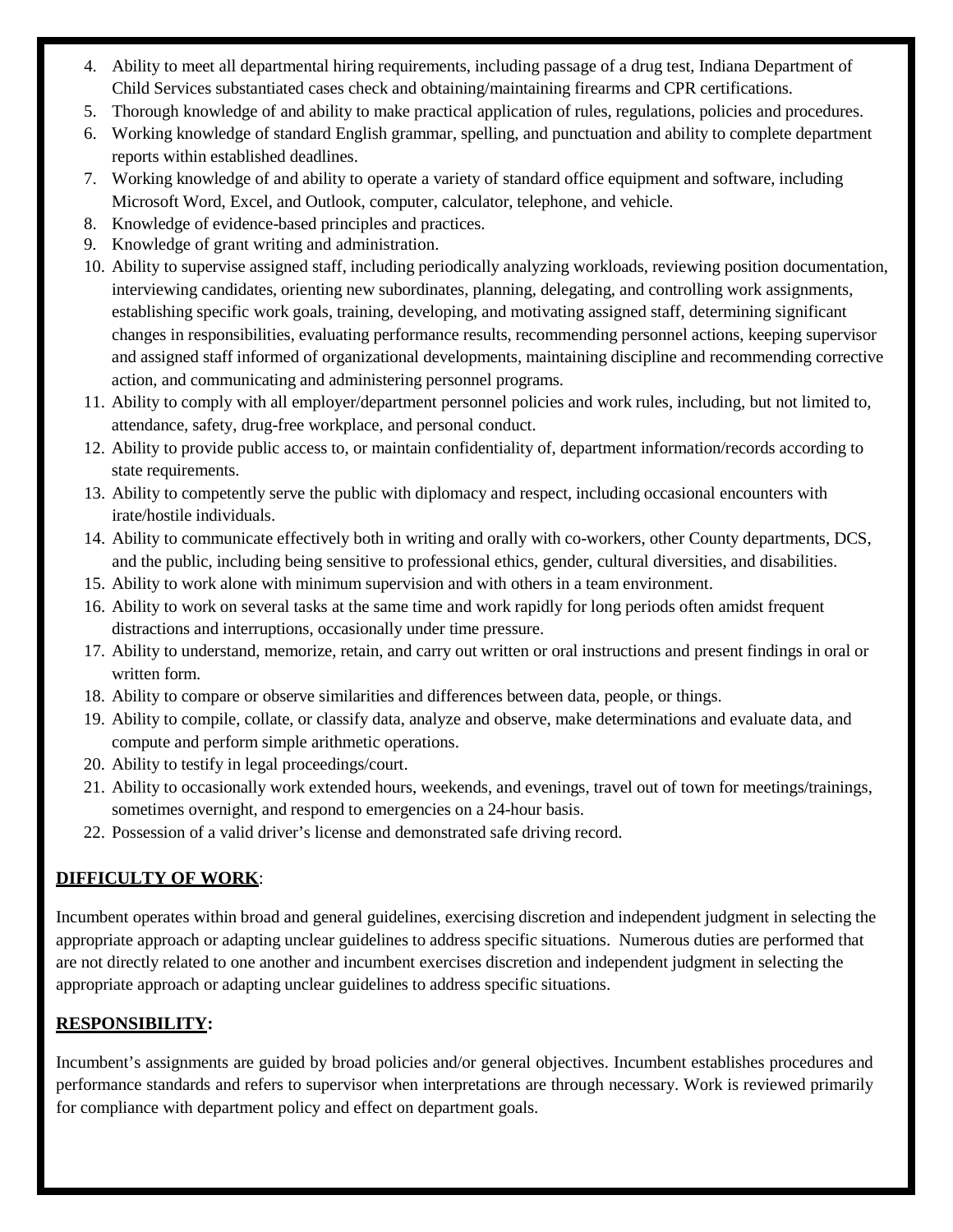4. Ability to meet all departmental hiring requirements, including passage of a drug test, Indiana Department of Child Services substantiated cases check and obtaining/maintaining firearms and CPR certifications.
5. Thorough knowledge of and ability to make practical application of rules, regulations, policies and procedures.
6. Working knowledge of standard English grammar, spelling, and punctuation and ability to complete department reports within established deadlines.
7. Working knowledge of and ability to operate a variety of standard office equipment and software, including Microsoft Word, Excel, and Outlook, computer, calculator, telephone, and vehicle.
8. Knowledge of evidence-based principles and practices.
9. Knowledge of grant writing and administration.
10. Ability to supervise assigned staff, including periodically analyzing workloads, reviewing position documentation, interviewing candidates, orienting new subordinates, planning, delegating, and controlling work assignments, establishing specific work goals, training, developing, and motivating assigned staff, determining significant changes in responsibilities, evaluating performance results, recommending personnel actions, keeping supervisor and assigned staff informed of organizational developments, maintaining discipline and recommending corrective action, and communicating and administering personnel programs.
11. Ability to comply with all employer/department personnel policies and work rules, including, but not limited to, attendance, safety, drug-free workplace, and personal conduct.
12. Ability to provide public access to, or maintain confidentiality of, department information/records according to state requirements.
13. Ability to competently serve the public with diplomacy and respect, including occasional encounters with irate/hostile individuals.
14. Ability to communicate effectively both in writing and orally with co-workers, other County departments, DCS, and the public, including being sensitive to professional ethics, gender, cultural diversities, and disabilities.
15. Ability to work alone with minimum supervision and with others in a team environment.
16. Ability to work on several tasks at the same time and work rapidly for long periods often amidst frequent distractions and interruptions, occasionally under time pressure.
17. Ability to understand, memorize, retain, and carry out written or oral instructions and present findings in oral or written form.
18. Ability to compare or observe similarities and differences between data, people, or things.
19. Ability to compile, collate, or classify data, analyze and observe, make determinations and evaluate data, and compute and perform simple arithmetic operations.
20. Ability to testify in legal proceedings/court.
21. Ability to occasionally work extended hours, weekends, and evenings, travel out of town for meetings/trainings, sometimes overnight, and respond to emergencies on a 24-hour basis.
22. Possession of a valid driver's license and demonstrated safe driving record.

## DIFFICULTY OF WORK:

Incumbent operates within broad and general guidelines, exercising discretion and independent judgment in selecting the appropriate approach or adapting unclear guidelines to address specific situations. Numerous duties are performed that are not directly related to one another and incumbent exercises discretion and independent judgment in selecting the appropriate approach or adapting unclear guidelines to address specific situations.

## RESPONSIBILITY:

Incumbent's assignments are guided by broad policies and/or general objectives. Incumbent establishes procedures and performance standards and refers to supervisor when interpretations are through necessary. Work is reviewed primarily for compliance with department policy and effect on department goals.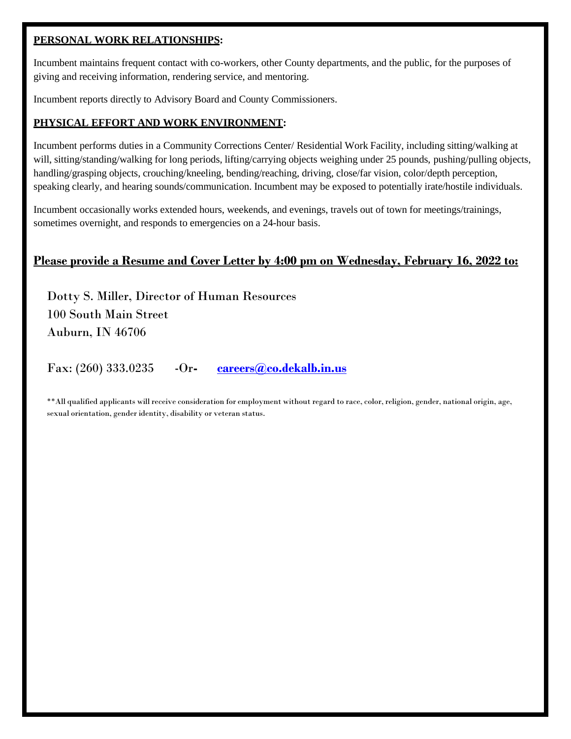**PERSONAL WORK RELATIONSHIPS:**

Incumbent maintains frequent contact with co-workers, other County departments, and the public, for the purposes of giving and receiving information, rendering service, and mentoring.

Incumbent reports directly to Advisory Board and County Commissioners.

**PHYSICAL EFFORT AND WORK ENVIRONMENT:**

Incumbent performs duties in a Community Corrections Center/ Residential Work Facility, including sitting/walking at will, sitting/standing/walking for long periods, lifting/carrying objects weighing under 25 pounds, pushing/pulling objects, handling/grasping objects, crouching/kneeling, bending/reaching, driving, close/far vision, color/depth perception, speaking clearly, and hearing sounds/communication. Incumbent may be exposed to potentially irate/hostile individuals.

Incumbent occasionally works extended hours, weekends, and evenings, travels out of town for meetings/trainings, sometimes overnight, and responds to emergencies on a 24-hour basis.

## Please provide a Resume and Cover Letter by 4:00 pm on Wednesday, February 16, 2022 to:

Dotty S. Miller, Director of Human Resources
100 South Main Street
Auburn, IN 46706

Fax: (260) 333.0235 -Or- **careers@co.dekalb.in.us**

**All qualified applicants will receive consideration for employment without regard to race, color, religion, gender, national origin, age, sexual orientation, gender identity, disability or veteran status.